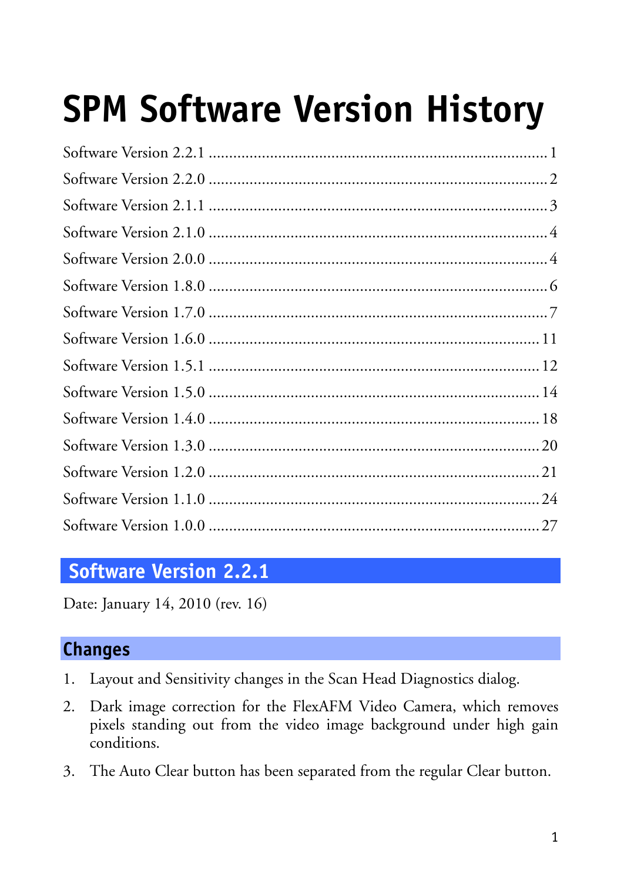# SPM Software Version History

Software Version 2.2.1 ........................................................................ 1
Software Version 2.2.0 ........................................................................ 2
Software Version 2.1.1 ........................................................................ 3
Software Version 2.1.0 ........................................................................ 4
Software Version 2.0.0 ........................................................................ 4
Software Version 1.8.0 ........................................................................ 6
Software Version 1.7.0 ........................................................................ 7
Software Version 1.6.0 ........................................................................ 11
Software Version 1.5.1 ........................................................................ 12
Software Version 1.5.0 ........................................................................ 14
Software Version 1.4.0 ........................................................................ 18
Software Version 1.3.0 ........................................................................ 20
Software Version 1.2.0 ........................................................................ 21
Software Version 1.1.0 ........................................................................ 24
Software Version 1.0.0 ........................................................................ 27

## Software Version 2.2.1

Date: January 14, 2010 (rev. 16)

### Changes

1. Layout and Sensitivity changes in the Scan Head Diagnostics dialog.
2. Dark image correction for the FlexAFM Video Camera, which removes pixels standing out from the video image background under high gain conditions.
3. The Auto Clear button has been separated from the regular Clear button.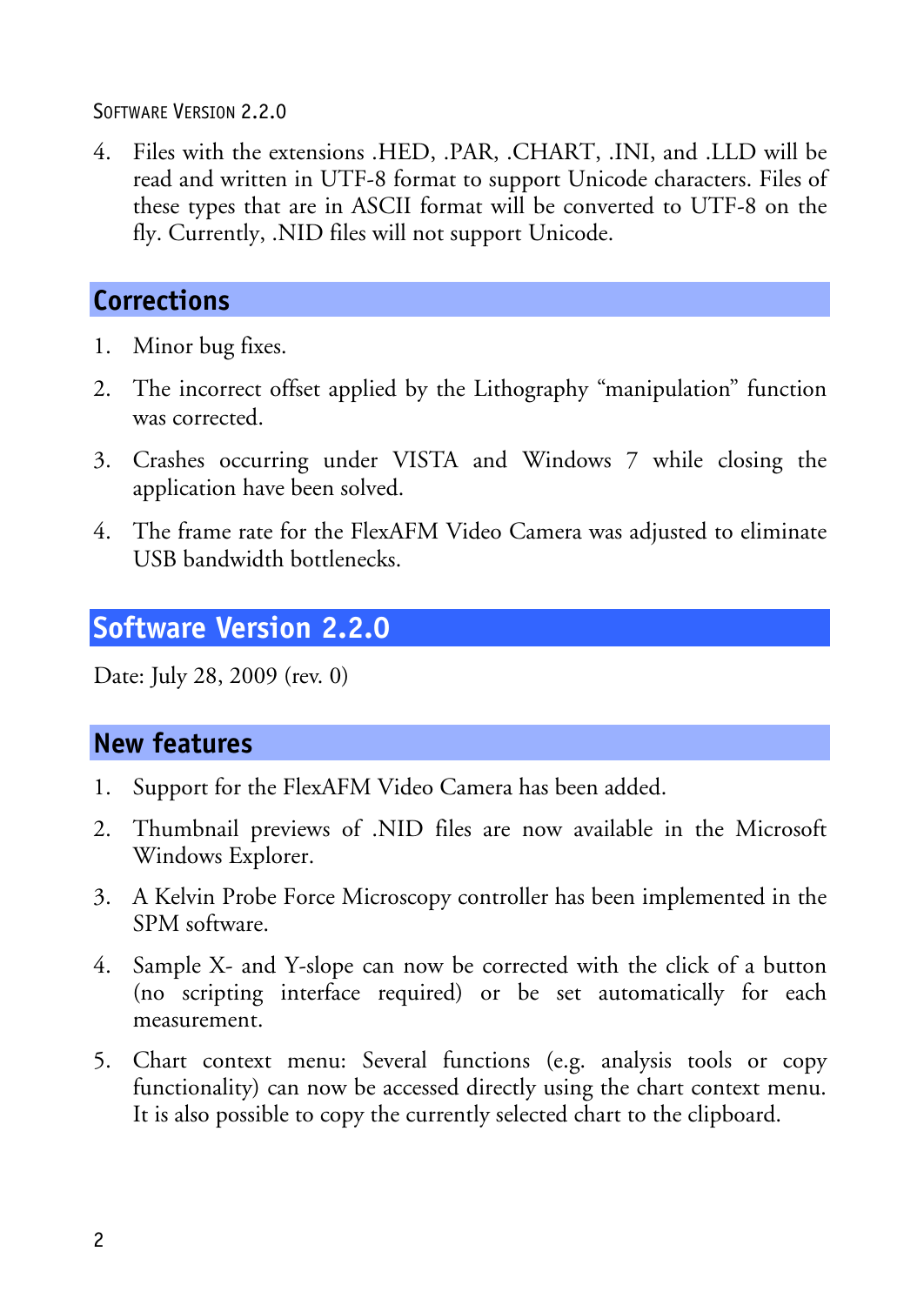4. Files with the extensions .HED, .PAR, .CHART, .INI, and .LLD will be read and written in UTF-8 format to support Unicode characters. Files of these types that are in ASCII format will be converted to UTF-8 on the fly. Currently, .NID files will not support Unicode.

### Corrections

1. Minor bug fixes.
2. The incorrect offset applied by the Lithography "manipulation" function was corrected.
3. Crashes occurring under VISTA and Windows 7 while closing the application have been solved.
4. The frame rate for the FlexAFM Video Camera was adjusted to eliminate USB bandwidth bottlenecks.

## Software Version 2.2.0

Date: July 28, 2009 (rev. 0)

### New features

1. Support for the FlexAFM Video Camera has been added.
2. Thumbnail previews of .NID files are now available in the Microsoft Windows Explorer.
3. A Kelvin Probe Force Microscopy controller has been implemented in the SPM software.
4. Sample X- and Y-slope can now be corrected with the click of a button (no scripting interface required) or be set automatically for each measurement.
5. Chart context menu: Several functions (e.g. analysis tools or copy functionality) can now be accessed directly using the chart context menu. It is also possible to copy the currently selected chart to the clipboard.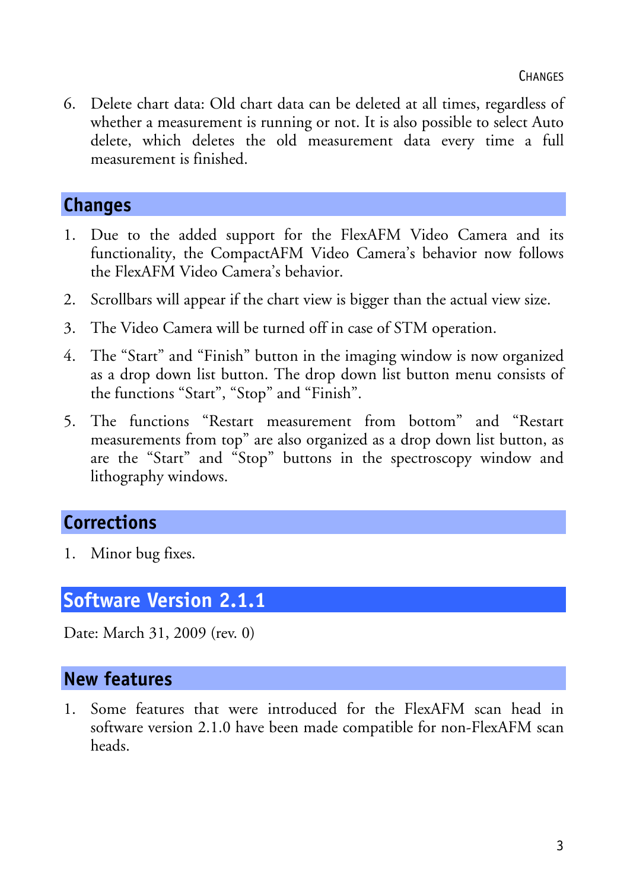6. Delete chart data: Old chart data can be deleted at all times, regardless of whether a measurement is running or not. It is also possible to select Auto delete, which deletes the old measurement data every time a full measurement is finished.

### Changes

1. Due to the added support for the FlexAFM Video Camera and its functionality, the CompactAFM Video Camera's behavior now follows the FlexAFM Video Camera's behavior.
2. Scrollbars will appear if the chart view is bigger than the actual view size.
3. The Video Camera will be turned off in case of STM operation.
4. The "Start" and "Finish" button in the imaging window is now organized as a drop down list button. The drop down list button menu consists of the functions "Start", "Stop" and "Finish".
5. The functions "Restart measurement from bottom" and "Restart measurements from top" are also organized as a drop down list button, as are the "Start" and "Stop" buttons in the spectroscopy window and lithography windows.

### Corrections

1. Minor bug fixes.

## Software Version 2.1.1

Date: March 31, 2009 (rev. 0)

### New features

1. Some features that were introduced for the FlexAFM scan head in software version 2.1.0 have been made compatible for non-FlexAFM scan heads.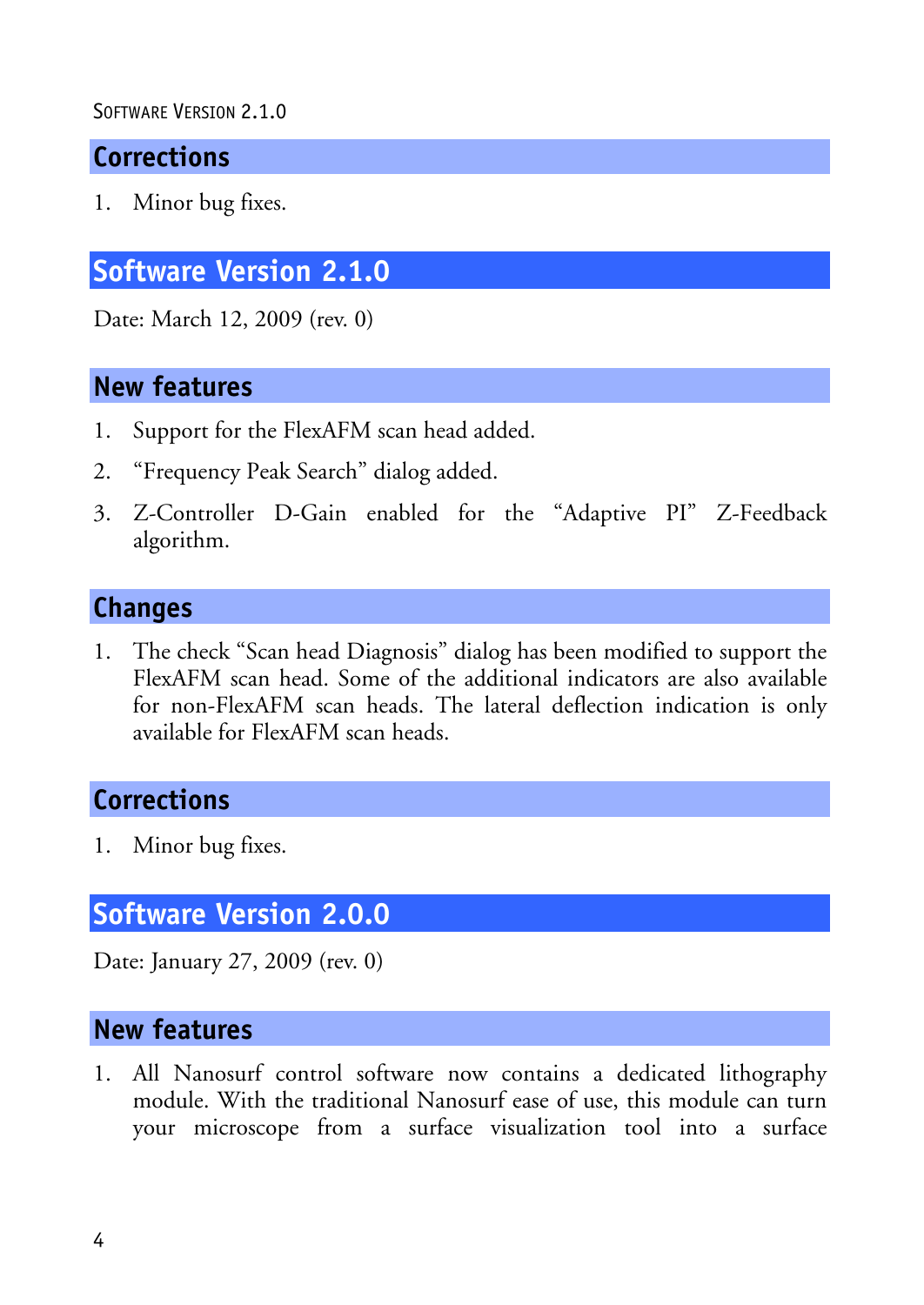## Corrections

1. Minor bug fixes.

# Software Version 2.1.0

Date: March 12, 2009 (rev. 0)

## New features

1. Support for the FlexAFM scan head added.
2. "Frequency Peak Search" dialog added.
3. Z-Controller D-Gain enabled for the "Adaptive PI" Z-Feedback algorithm.

## Changes

1. The check "Scan head Diagnosis" dialog has been modified to support the FlexAFM scan head. Some of the additional indicators are also available for non-FlexAFM scan heads. The lateral deflection indication is only available for FlexAFM scan heads.

## Corrections

1. Minor bug fixes.

# Software Version 2.0.0

Date: January 27, 2009 (rev. 0)

## New features

1. All Nanosurf control software now contains a dedicated lithography module. With the traditional Nanosurf ease of use, this module can turn your microscope from a surface visualization tool into a surface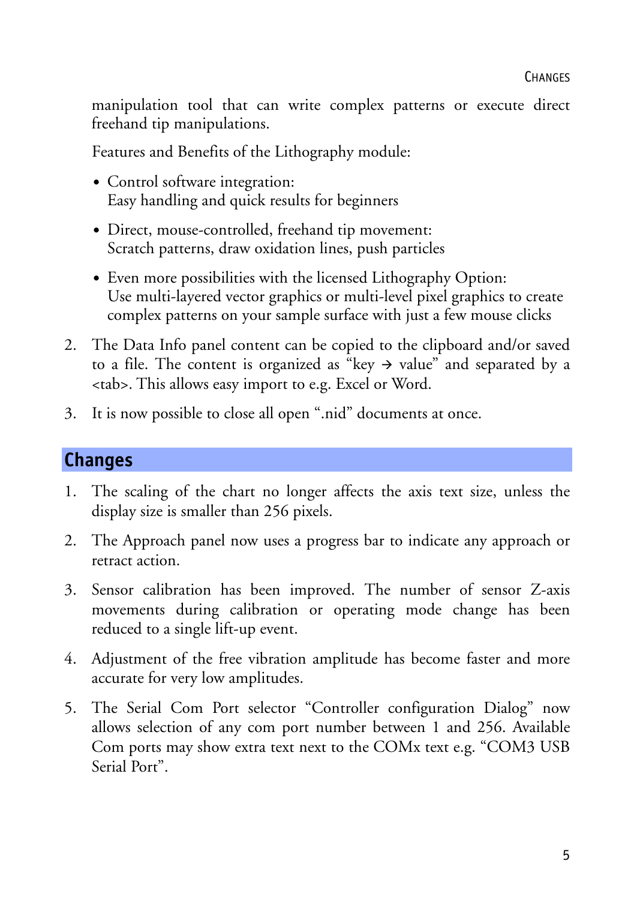manipulation tool that can write complex patterns or execute direct freehand tip manipulations.

Features and Benefits of the Lithography module:

- Control software integration:
  Easy handling and quick results for beginners
- Direct, mouse-controlled, freehand tip movement:
  Scratch patterns, draw oxidation lines, push particles
- Even more possibilities with the licensed Lithography Option:
  Use multi-layered vector graphics or multi-level pixel graphics to create complex patterns on your sample surface with just a few mouse clicks

2. The Data Info panel content can be copied to the clipboard and/or saved to a file. The content is organized as "key → value" and separated by a <tab>. This allows easy import to e.g. Excel or Word.

3. It is now possible to close all open ".nid" documents at once.

## Changes

1. The scaling of the chart no longer affects the axis text size, unless the display size is smaller than 256 pixels.

2. The Approach panel now uses a progress bar to indicate any approach or retract action.

3. Sensor calibration has been improved. The number of sensor Z-axis movements during calibration or operating mode change has been reduced to a single lift-up event.

4. Adjustment of the free vibration amplitude has become faster and more accurate for very low amplitudes.

5. The Serial Com Port selector "Controller configuration Dialog" now allows selection of any com port number between 1 and 256. Available Com ports may show extra text next to the COMx text e.g. "COM3 USB Serial Port".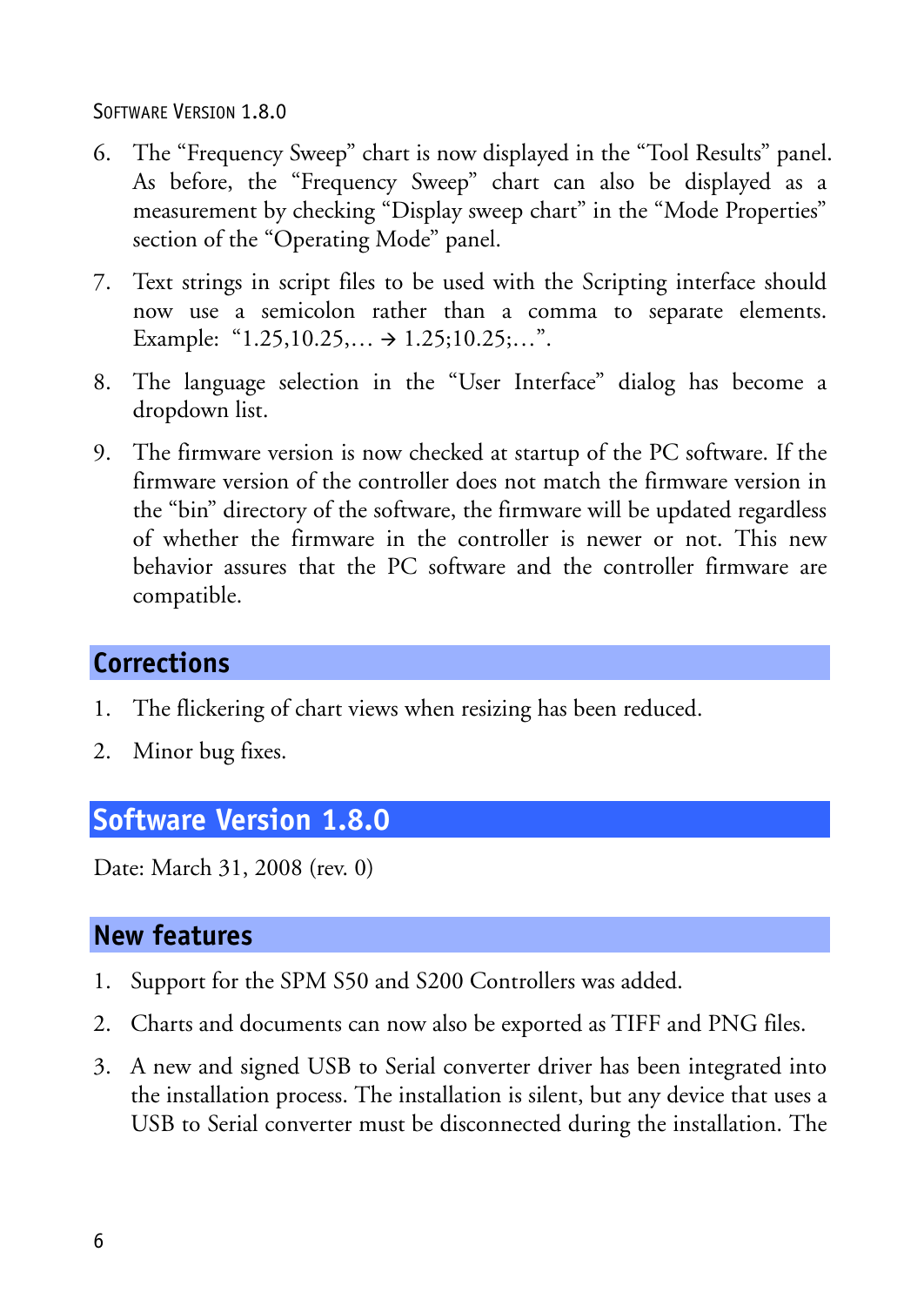6. The “Frequency Sweep” chart is now displayed in the “Tool Results” panel. As before, the “Frequency Sweep” chart can also be displayed as a measurement by checking “Display sweep chart” in the “Mode Properties” section of the “Operating Mode” panel.

7. Text strings in script files to be used with the Scripting interface should now use a semicolon rather than a comma to separate elements. Example: “1.25,10.25,… → 1.25;10.25;…”.

8. The language selection in the “User Interface” dialog has become a dropdown list.

9. The firmware version is now checked at startup of the PC software. If the firmware version of the controller does not match the firmware version in the “bin” directory of the software, the firmware will be updated regardless of whether the firmware in the controller is newer or not. This new behavior assures that the PC software and the controller firmware are compatible.

### Corrections

1. The flickering of chart views when resizing has been reduced.

2. Minor bug fixes.

## Software Version 1.8.0

Date: March 31, 2008 (rev. 0)

### New features

1. Support for the SPM S50 and S200 Controllers was added.

2. Charts and documents can now also be exported as TIFF and PNG files.

3. A new and signed USB to Serial converter driver has been integrated into the installation process. The installation is silent, but any device that uses a USB to Serial converter must be disconnected during the installation. The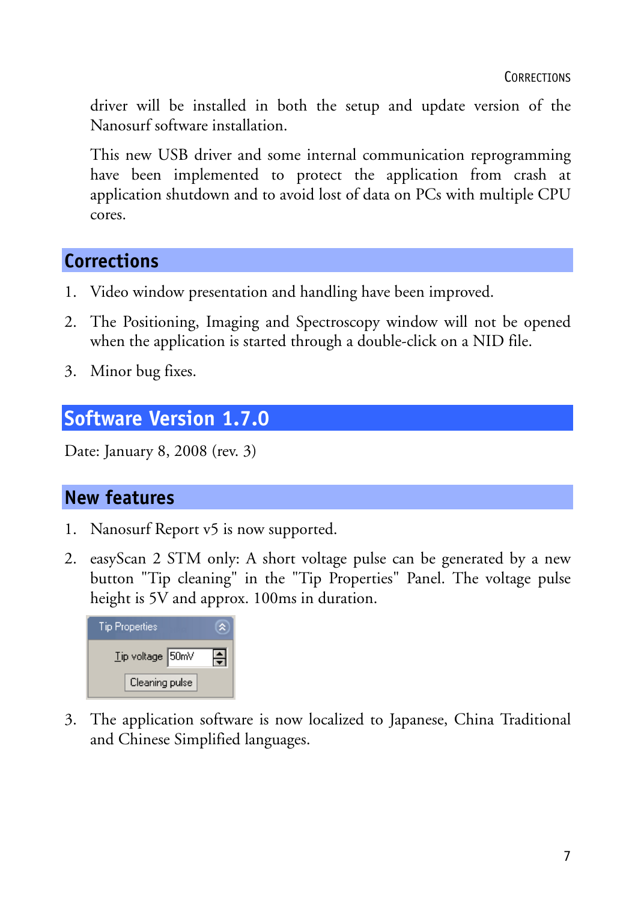driver will be installed in both the setup and update version of the Nanosurf software installation.

This new USB driver and some internal communication reprogramming have been implemented to protect the application from crash at application shutdown and to avoid lost of data on PCs with multiple CPU cores.

## Corrections

1. Video window presentation and handling have been improved.
2. The Positioning, Imaging and Spectroscopy window will not be opened when the application is started through a double-click on a NID file.
3. Minor bug fixes.

# Software Version 1.7.0

Date: January 8, 2008 (rev. 3)

## New features

1. Nanosurf Report v5 is now supported.
2. easyScan 2 STM only: A short voltage pulse can be generated by a new button "Tip cleaning" in the "Tip Properties" Panel. The voltage pulse height is 5V and approx. 100ms in duration.

   Tip Properties

   Tip voltage 50mV

   Cleaning pulse

3. The application software is now localized to Japanese, China Traditional and Chinese Simplified languages.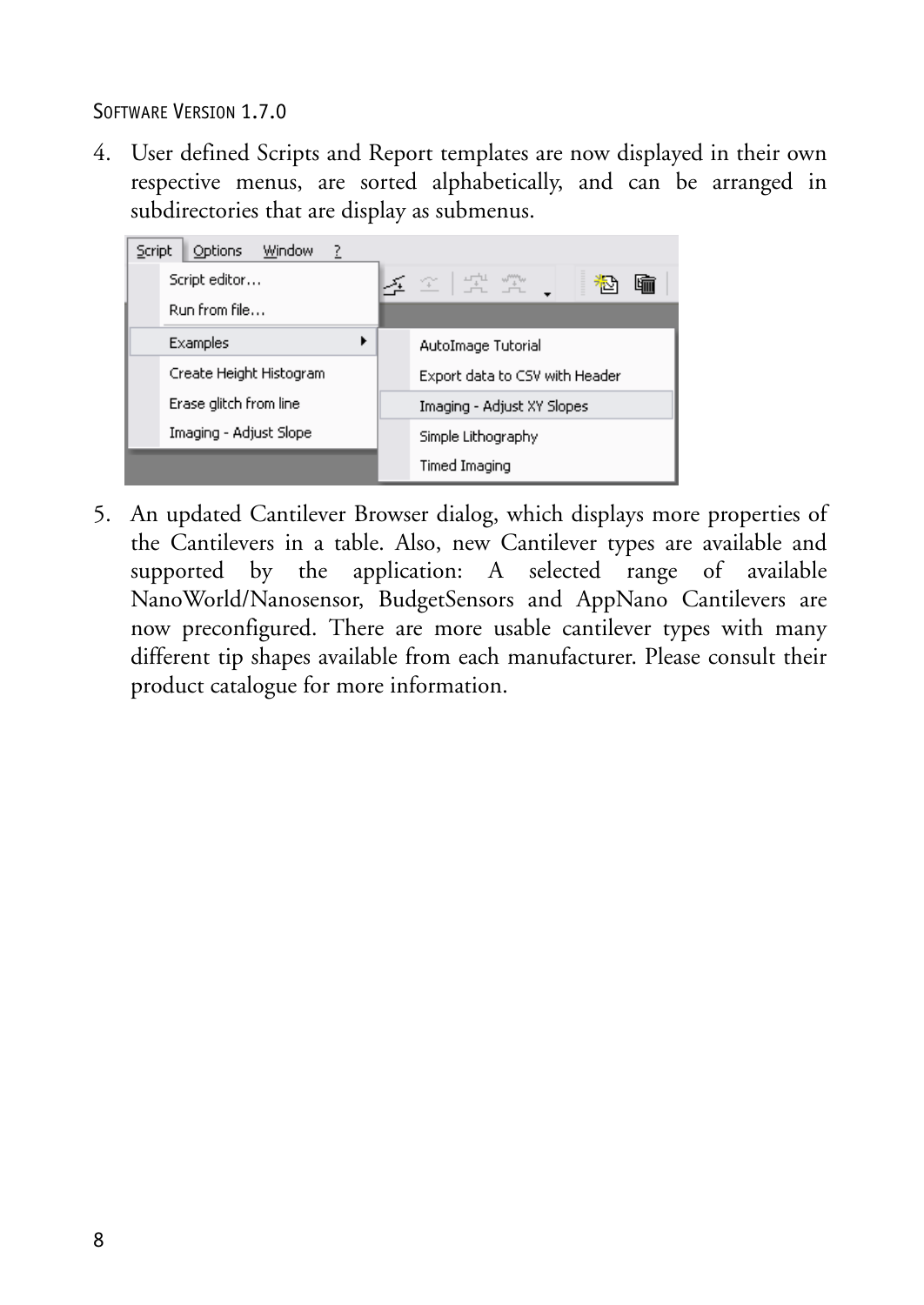4. User defined Scripts and Report templates are now displayed in their own respective menus, are sorted alphabetically, and can be arranged in subdirectories that are display as submenus.

5. An updated Cantilever Browser dialog, which displays more properties of the Cantilevers in a table. Also, new Cantilever types are available and supported by the application: A selected range of available NanoWorld/Nanosensor, BudgetSensors and AppNano Cantilevers are now preconfigured. There are more usable cantilever types with many different tip shapes available from each manufacturer. Please consult their product catalogue for more information.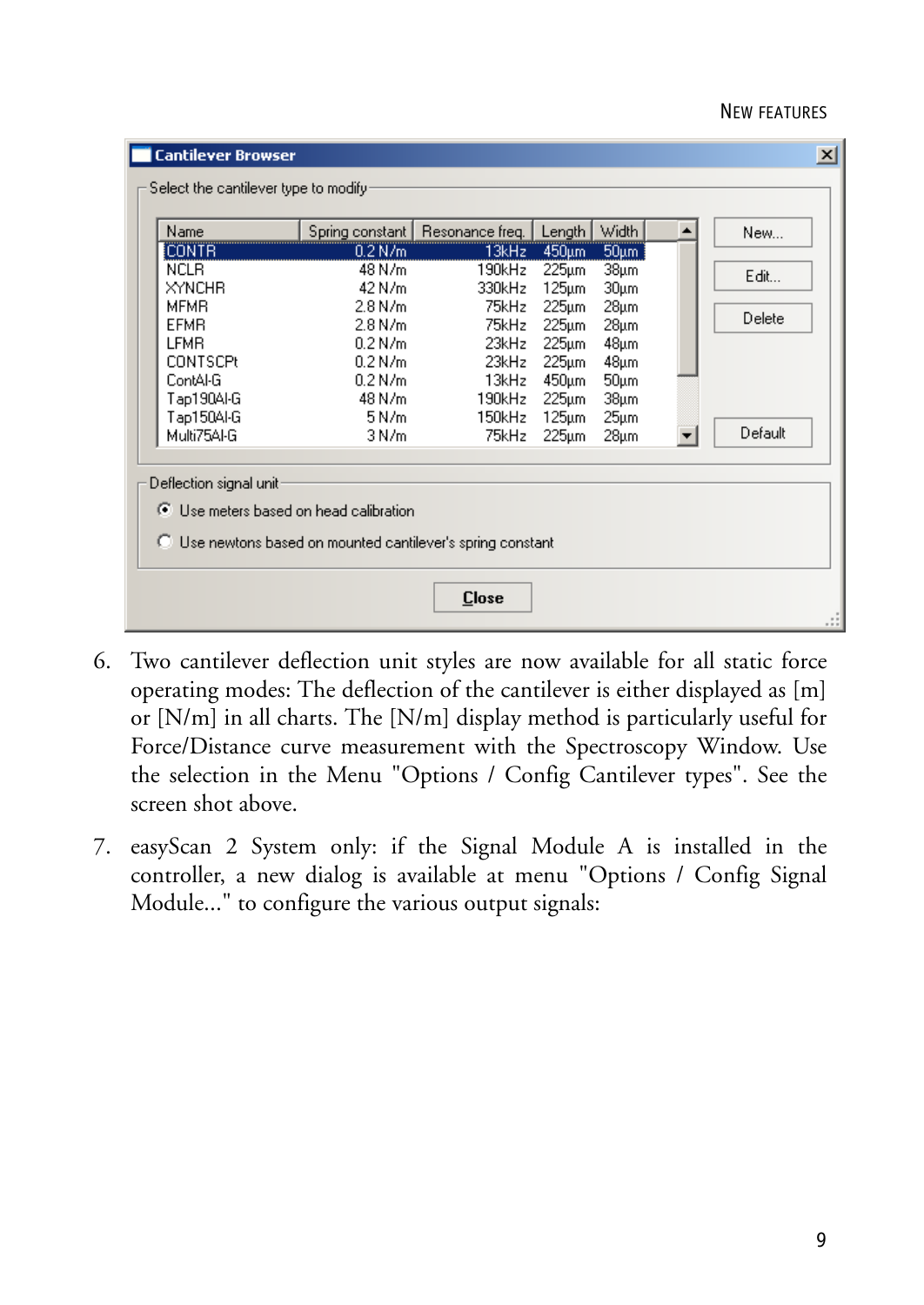**Cantilever Browser**

Select the cantilever type to modify

| Name | Spring constant | Resonance freq. | Length | Width |
|---|---|---|---|---|
| CONTR | 0.2 N/m | 13kHz | 450µm | 50µm |
| NCLR | 48 N/m | 190kHz | 225µm | 38µm |
| XYNCHR | 42 N/m | 330kHz | 125µm | 30µm |
| MFMR | 2.8 N/m | 75kHz | 225µm | 28µm |
| EFMR | 2.8 N/m | 75kHz | 225µm | 28µm |
| LFMR | 0.2 N/m | 23kHz | 225µm | 48µm |
| CONTSCPt | 0.2 N/m | 23kHz | 225µm | 48µm |
| ContAl-G | 0.2 N/m | 13kHz | 450µm | 50µm |
| Tap190Al-G | 48 N/m | 190kHz | 225µm | 38µm |
| Tap150Al-G | 5 N/m | 150kHz | 125µm | 25µm |
| Multi75Al-G | 3 N/m | 75kHz | 225µm | 28µm |

New... | Edit... | Delete | Default

Deflection signal unit

- (●) Use meters based on head calibration
- ( ) Use newtons based on mounted cantilever's spring constant

Close

6. Two cantilever deflection unit styles are now available for all static force operating modes: The deflection of the cantilever is either displayed as [m] or [N/m] in all charts. The [N/m] display method is particularly useful for Force/Distance curve measurement with the Spectroscopy Window. Use the selection in the Menu "Options / Config Cantilever types". See the screen shot above.

7. easyScan 2 System only: if the Signal Module A is installed in the controller, a new dialog is available at menu "Options / Config Signal Module..." to configure the various output signals: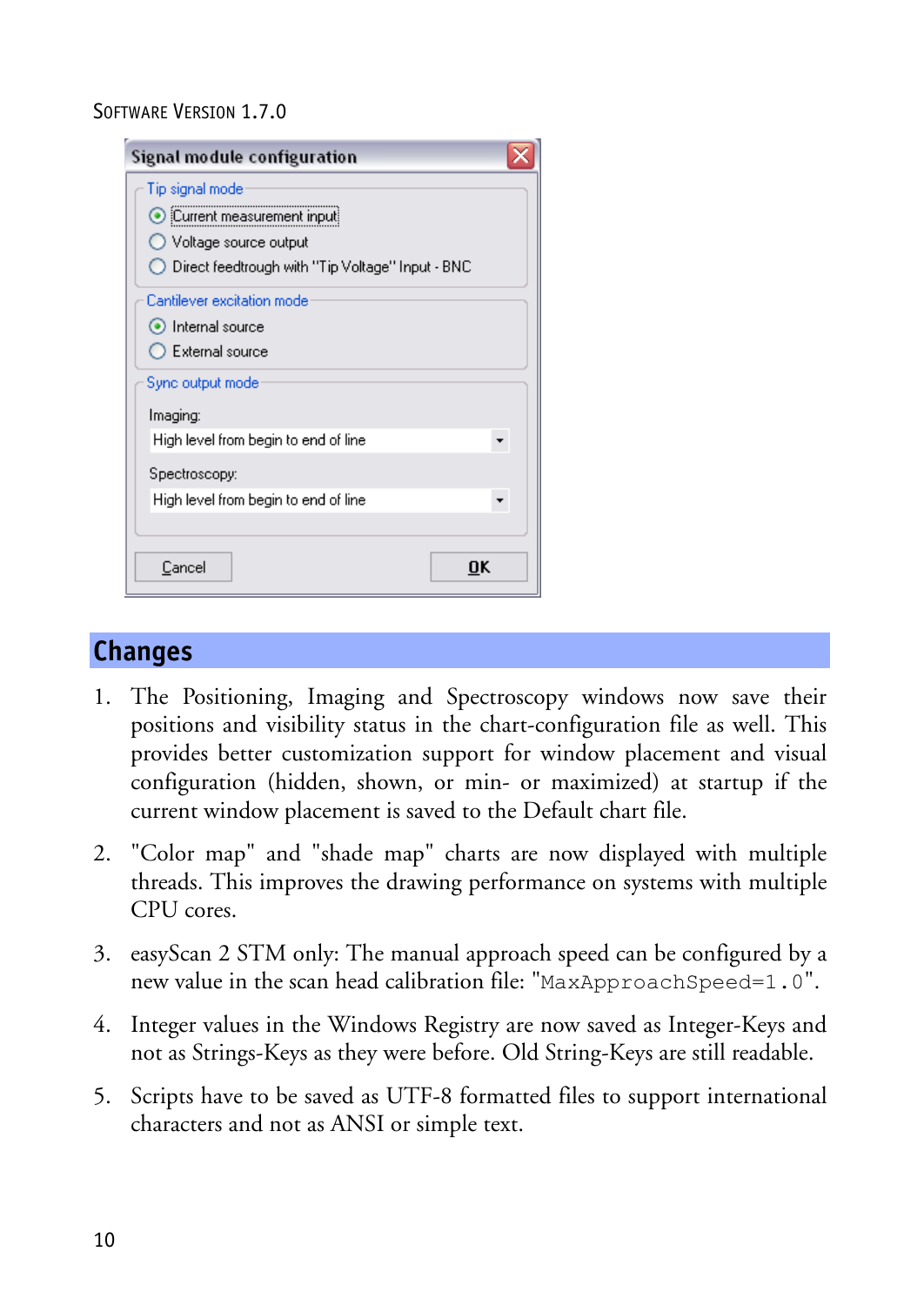## Changes

1. The Positioning, Imaging and Spectroscopy windows now save their positions and visibility status in the chart-configuration file as well. This provides better customization support for window placement and visual configuration (hidden, shown, or min- or maximized) at startup if the current window placement is saved to the Default chart file.

2. "Color map" and "shade map" charts are now displayed with multiple threads. This improves the drawing performance on systems with multiple CPU cores.

3. easyScan 2 STM only: The manual approach speed can be configured by a new value in the scan head calibration file: "`MaxApproachSpeed=1.0`".

4. Integer values in the Windows Registry are now saved as Integer-Keys and not as Strings-Keys as they were before. Old String-Keys are still readable.

5. Scripts have to be saved as UTF-8 formatted files to support international characters and not as ANSI or simple text.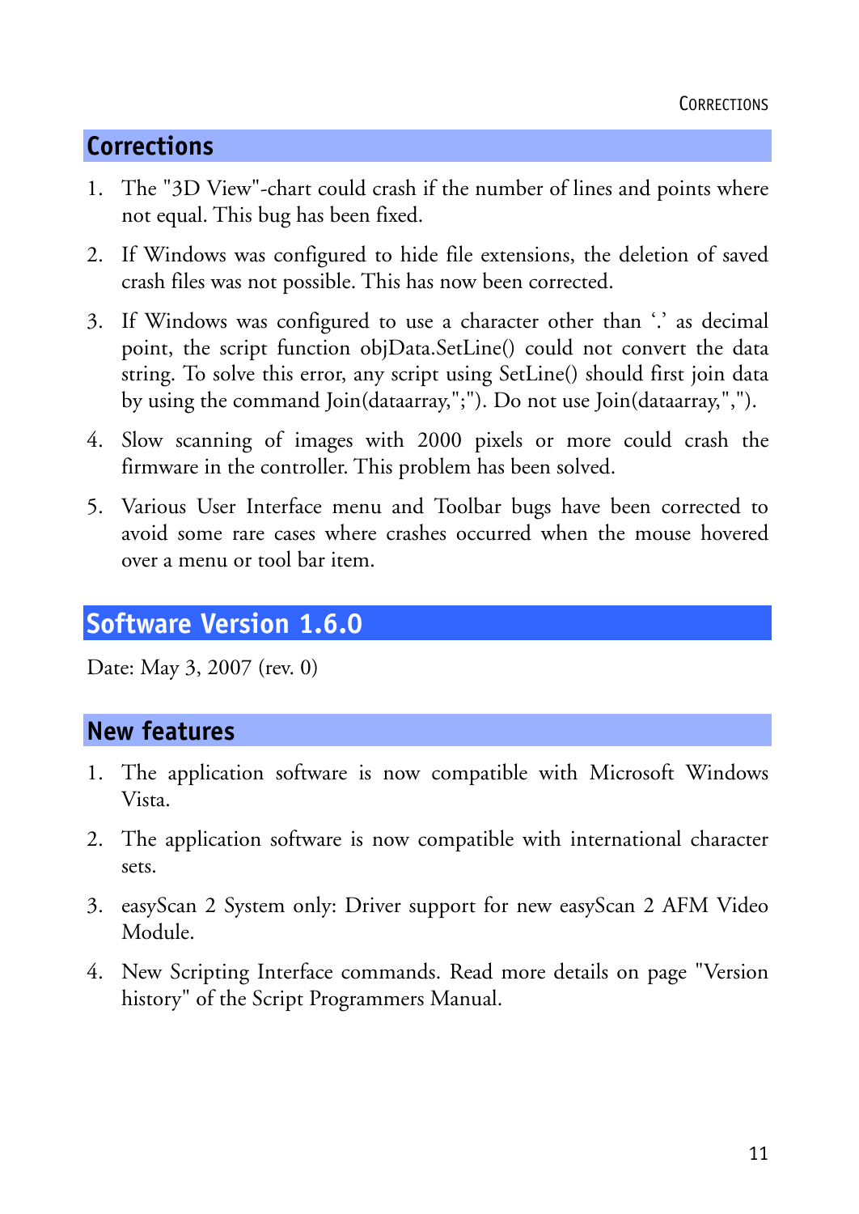## Corrections

1. The "3D View"-chart could crash if the number of lines and points where not equal. This bug has been fixed.

2. If Windows was configured to hide file extensions, the deletion of saved crash files was not possible. This has now been corrected.

3. If Windows was configured to use a character other than '.' as decimal point, the script function objData.SetLine() could not convert the data string. To solve this error, any script using SetLine() should first join data by using the command Join(dataarray,";"). Do not use Join(dataarray,",").

4. Slow scanning of images with 2000 pixels or more could crash the firmware in the controller. This problem has been solved.

5. Various User Interface menu and Toolbar bugs have been corrected to avoid some rare cases where crashes occurred when the mouse hovered over a menu or tool bar item.

# Software Version 1.6.0

Date: May 3, 2007 (rev. 0)

## New features

1. The application software is now compatible with Microsoft Windows Vista.

2. The application software is now compatible with international character sets.

3. easyScan 2 System only: Driver support for new easyScan 2 AFM Video Module.

4. New Scripting Interface commands. Read more details on page "Version history" of the Script Programmers Manual.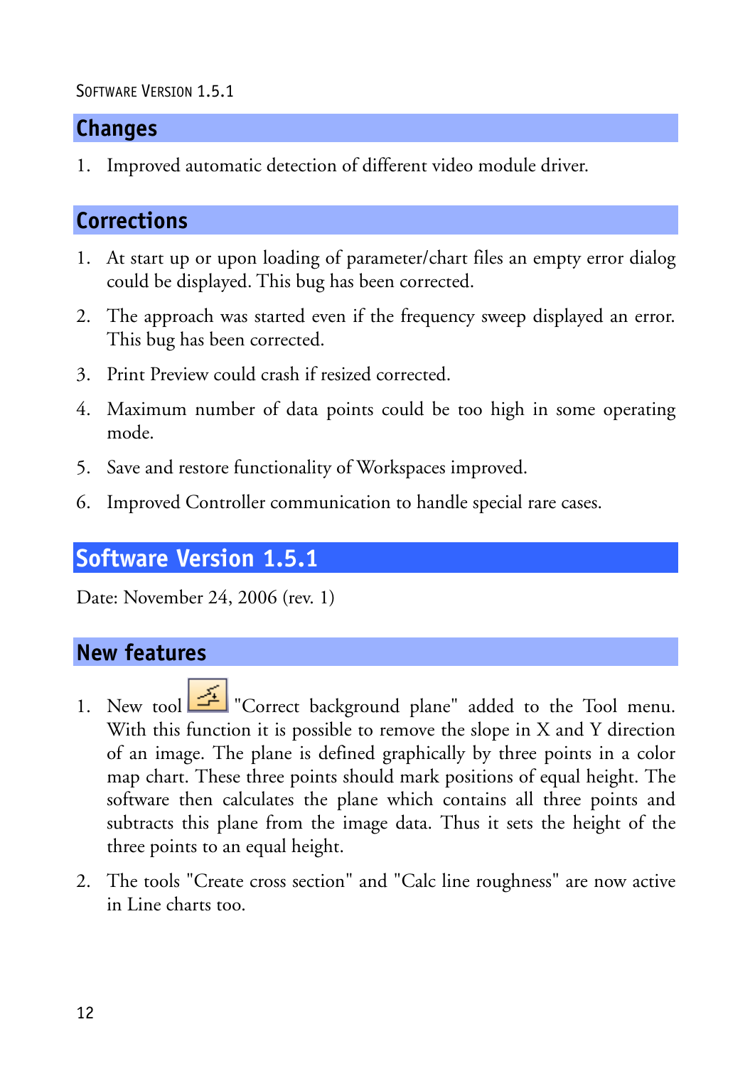## Changes

1. Improved automatic detection of different video module driver.

## Corrections

1. At start up or upon loading of parameter/chart files an empty error dialog could be displayed. This bug has been corrected.
2. The approach was started even if the frequency sweep displayed an error. This bug has been corrected.
3. Print Preview could crash if resized corrected.
4. Maximum number of data points could be too high in some operating mode.
5. Save and restore functionality of Workspaces improved.
6. Improved Controller communication to handle special rare cases.

# Software Version 1.5.1

Date: November 24, 2006 (rev. 1)

## New features

1. New tool "Correct background plane" added to the Tool menu. With this function it is possible to remove the slope in X and Y direction of an image. The plane is defined graphically by three points in a color map chart. These three points should mark positions of equal height. The software then calculates the plane which contains all three points and subtracts this plane from the image data. Thus it sets the height of the three points to an equal height.
2. The tools "Create cross section" and "Calc line roughness" are now active in Line charts too.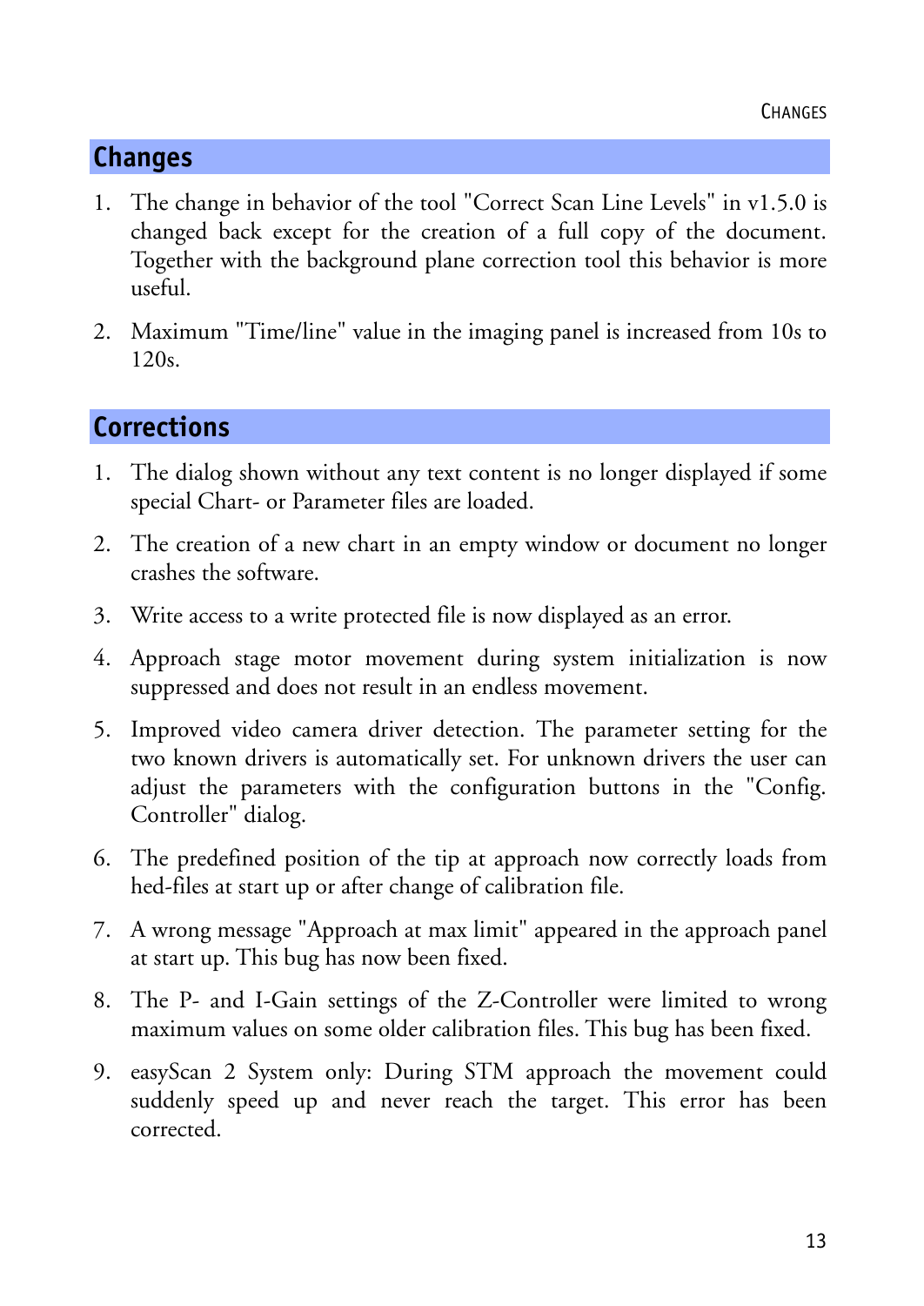## Changes

1. The change in behavior of the tool "Correct Scan Line Levels" in v1.5.0 is changed back except for the creation of a full copy of the document. Together with the background plane correction tool this behavior is more useful.
2. Maximum "Time/line" value in the imaging panel is increased from 10s to 120s.

## Corrections

1. The dialog shown without any text content is no longer displayed if some special Chart- or Parameter files are loaded.
2. The creation of a new chart in an empty window or document no longer crashes the software.
3. Write access to a write protected file is now displayed as an error.
4. Approach stage motor movement during system initialization is now suppressed and does not result in an endless movement.
5. Improved video camera driver detection. The parameter setting for the two known drivers is automatically set. For unknown drivers the user can adjust the parameters with the configuration buttons in the "Config. Controller" dialog.
6. The predefined position of the tip at approach now correctly loads from hed-files at start up or after change of calibration file.
7. A wrong message "Approach at max limit" appeared in the approach panel at start up. This bug has now been fixed.
8. The P- and I-Gain settings of the Z-Controller were limited to wrong maximum values on some older calibration files. This bug has been fixed.
9. easyScan 2 System only: During STM approach the movement could suddenly speed up and never reach the target. This error has been corrected.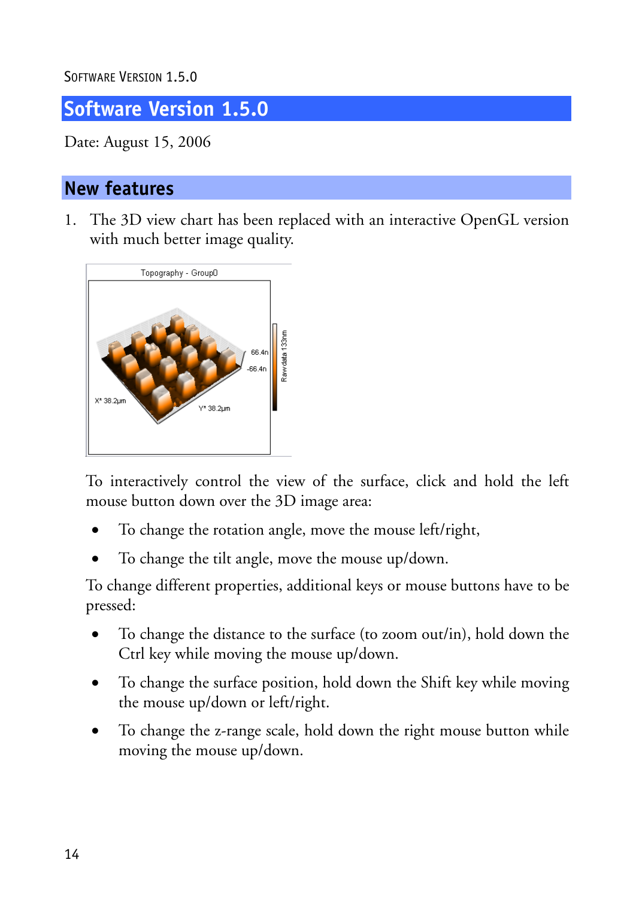# Software Version 1.5.0

Date: August 15, 2006

## New features

1. The 3D view chart has been replaced with an interactive OpenGL version with much better image quality.

   To interactively control the view of the surface, click and hold the left mouse button down over the 3D image area:

   - To change the rotation angle, move the mouse left/right,
   - To change the tilt angle, move the mouse up/down.

   To change different properties, additional keys or mouse buttons have to be pressed:

   - To change the distance to the surface (to zoom out/in), hold down the Ctrl key while moving the mouse up/down.
   - To change the surface position, hold down the Shift key while moving the mouse up/down or left/right.
   - To change the z-range scale, hold down the right mouse button while moving the mouse up/down.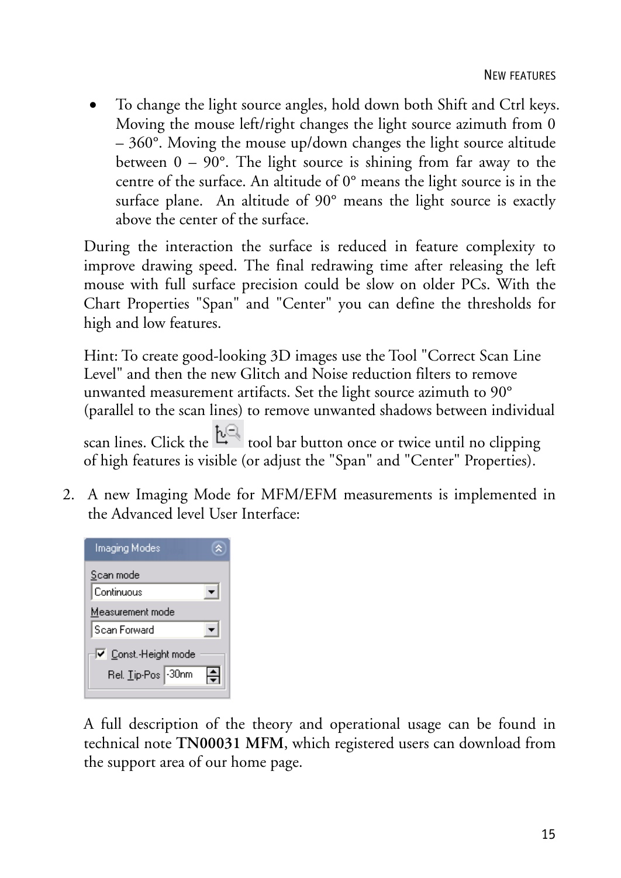- To change the light source angles, hold down both Shift and Ctrl keys. Moving the mouse left/right changes the light source azimuth from 0 – 360°. Moving the mouse up/down changes the light source altitude between 0 – 90°. The light source is shining from far away to the centre of the surface. An altitude of 0° means the light source is in the surface plane. An altitude of 90° means the light source is exactly above the center of the surface.

During the interaction the surface is reduced in feature complexity to improve drawing speed. The final redrawing time after releasing the left mouse with full surface precision could be slow on older PCs. With the Chart Properties "Span" and "Center" you can define the thresholds for high and low features.

Hint: To create good-looking 3D images use the Tool "Correct Scan Line Level" and then the new Glitch and Noise reduction filters to remove unwanted measurement artifacts. Set the light source azimuth to 90° (parallel to the scan lines) to remove unwanted shadows between individual scan lines. Click the tool bar button once or twice until no clipping of high features is visible (or adjust the "Span" and "Center" Properties).

2. A new Imaging Mode for MFM/EFM measurements is implemented in the Advanced level User Interface:

Imaging Modes

Scan mode: Continuous

Measurement mode: Scan Forward

☑ Const.-Height mode

Rel. Tip-Pos: -30nm

A full description of the theory and operational usage can be found in technical note **TN00031 MFM**, which registered users can download from the support area of our home page.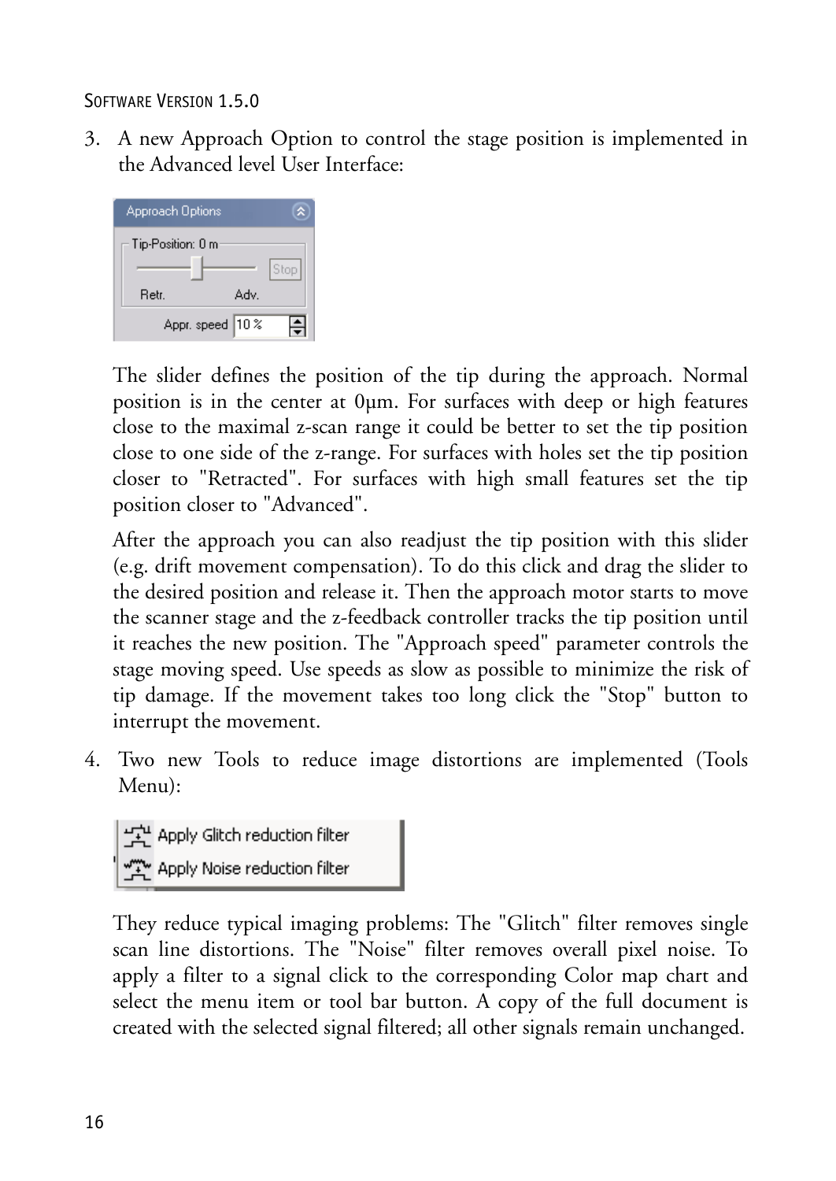3. A new Approach Option to control the stage position is implemented in the Advanced level User Interface:

   The slider defines the position of the tip during the approach. Normal position is in the center at 0µm. For surfaces with deep or high features close to the maximal z-scan range it could be better to set the tip position close to one side of the z-range. For surfaces with holes set the tip position closer to "Retracted". For surfaces with high small features set the tip position closer to "Advanced".

   After the approach you can also readjust the tip position with this slider (e.g. drift movement compensation). To do this click and drag the slider to the desired position and release it. Then the approach motor starts to move the scanner stage and the z-feedback controller tracks the tip position until it reaches the new position. The "Approach speed" parameter controls the stage moving speed. Use speeds as slow as possible to minimize the risk of tip damage. If the movement takes too long click the "Stop" button to interrupt the movement.

4. Two new Tools to reduce image distortions are implemented (Tools Menu):

   They reduce typical imaging problems: The "Glitch" filter removes single scan line distortions. The "Noise" filter removes overall pixel noise. To apply a filter to a signal click to the corresponding Color map chart and select the menu item or tool bar button. A copy of the full document is created with the selected signal filtered; all other signals remain unchanged.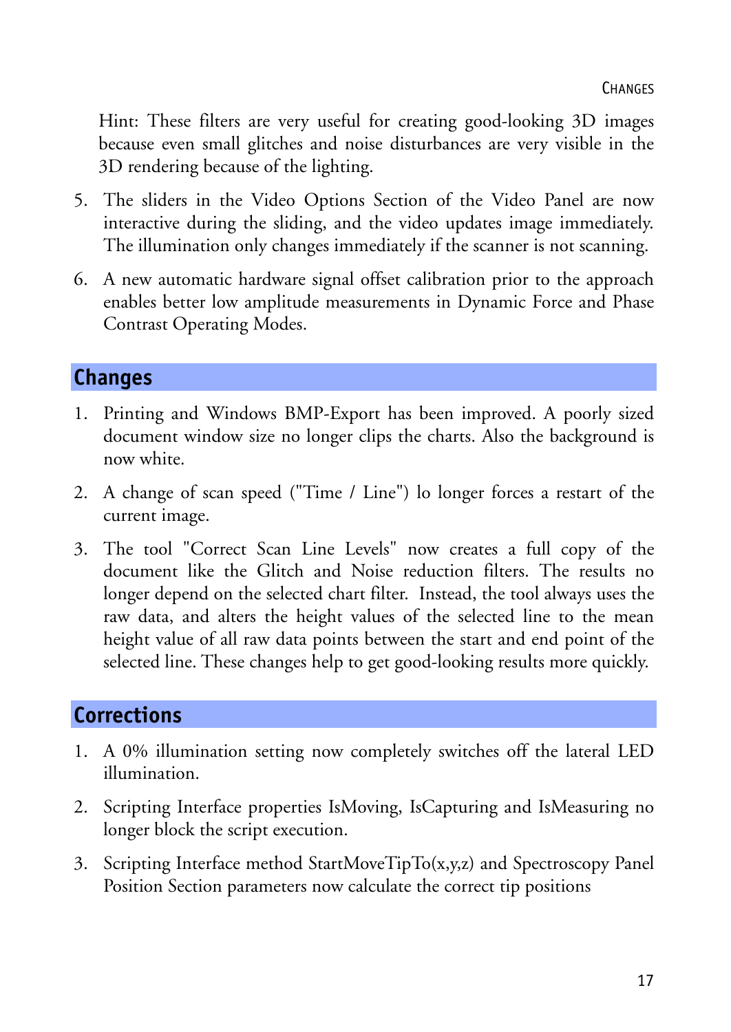Hint: These filters are very useful for creating good-looking 3D images because even small glitches and noise disturbances are very visible in the 3D rendering because of the lighting.

5. The sliders in the Video Options Section of the Video Panel are now interactive during the sliding, and the video updates image immediately. The illumination only changes immediately if the scanner is not scanning.

6. A new automatic hardware signal offset calibration prior to the approach enables better low amplitude measurements in Dynamic Force and Phase Contrast Operating Modes.

## Changes

1. Printing and Windows BMP-Export has been improved. A poorly sized document window size no longer clips the charts. Also the background is now white.

2. A change of scan speed ("Time / Line") lo longer forces a restart of the current image.

3. The tool "Correct Scan Line Levels" now creates a full copy of the document like the Glitch and Noise reduction filters. The results no longer depend on the selected chart filter. Instead, the tool always uses the raw data, and alters the height values of the selected line to the mean height value of all raw data points between the start and end point of the selected line. These changes help to get good-looking results more quickly.

## Corrections

1. A 0% illumination setting now completely switches off the lateral LED illumination.

2. Scripting Interface properties IsMoving, IsCapturing and IsMeasuring no longer block the script execution.

3. Scripting Interface method StartMoveTipTo(x,y,z) and Spectroscopy Panel Position Section parameters now calculate the correct tip positions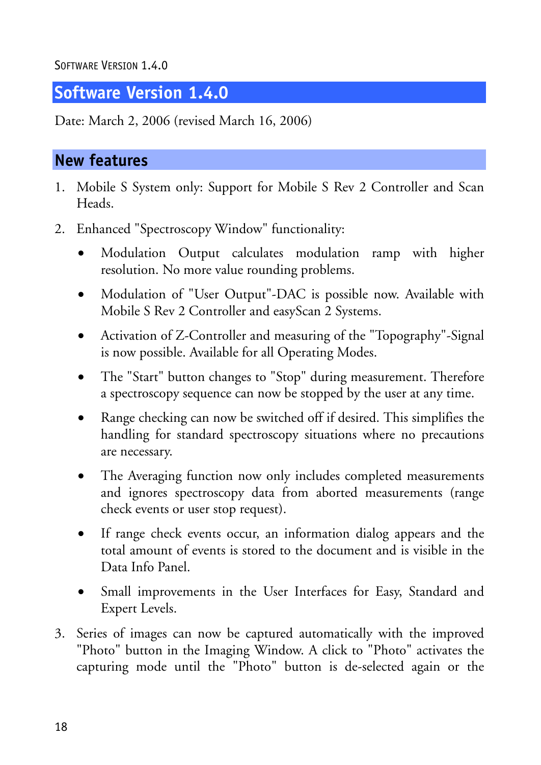## Software Version 1.4.0

Date: March 2, 2006 (revised March 16, 2006)

### New features

1. Mobile S System only: Support for Mobile S Rev 2 Controller and Scan Heads.

2. Enhanced "Spectroscopy Window" functionality:

   - Modulation Output calculates modulation ramp with higher resolution. No more value rounding problems.

   - Modulation of "User Output"-DAC is possible now. Available with Mobile S Rev 2 Controller and easyScan 2 Systems.

   - Activation of Z-Controller and measuring of the "Topography"-Signal is now possible. Available for all Operating Modes.

   - The "Start" button changes to "Stop" during measurement. Therefore a spectroscopy sequence can now be stopped by the user at any time.

   - Range checking can now be switched off if desired. This simplifies the handling for standard spectroscopy situations where no precautions are necessary.

   - The Averaging function now only includes completed measurements and ignores spectroscopy data from aborted measurements (range check events or user stop request).

   - If range check events occur, an information dialog appears and the total amount of events is stored to the document and is visible in the Data Info Panel.

   - Small improvements in the User Interfaces for Easy, Standard and Expert Levels.

3. Series of images can now be captured automatically with the improved "Photo" button in the Imaging Window. A click to "Photo" activates the capturing mode until the "Photo" button is de-selected again or the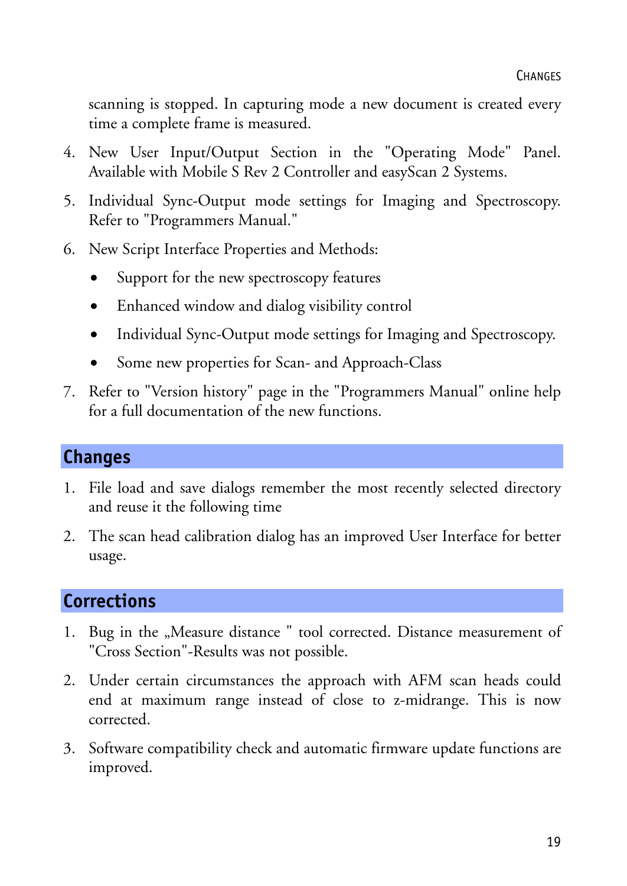scanning is stopped. In capturing mode a new document is created every time a complete frame is measured.

4. New User Input/Output Section in the "Operating Mode" Panel. Available with Mobile S Rev 2 Controller and easyScan 2 Systems.

5. Individual Sync-Output mode settings for Imaging and Spectroscopy. Refer to "Programmers Manual."

6. New Script Interface Properties and Methods:

   - Support for the new spectroscopy features
   - Enhanced window and dialog visibility control
   - Individual Sync-Output mode settings for Imaging and Spectroscopy.
   - Some new properties for Scan- and Approach-Class

7. Refer to "Version history" page in the "Programmers Manual" online help for a full documentation of the new functions.

## Changes

1. File load and save dialogs remember the most recently selected directory and reuse it the following time

2. The scan head calibration dialog has an improved User Interface for better usage.

## Corrections

1. Bug in the „Measure distance " tool corrected. Distance measurement of "Cross Section"-Results was not possible.

2. Under certain circumstances the approach with AFM scan heads could end at maximum range instead of close to z-midrange. This is now corrected.

3. Software compatibility check and automatic firmware update functions are improved.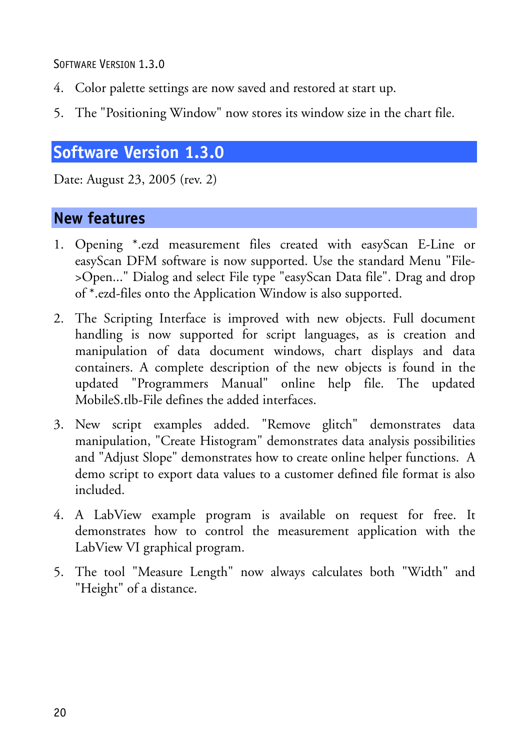4. Color palette settings are now saved and restored at start up.
5. The "Positioning Window" now stores its window size in the chart file.

## Software Version 1.3.0

Date: August 23, 2005 (rev. 2)

### New features

1. Opening *.ezd measurement files created with easyScan E-Line or easyScan DFM software is now supported. Use the standard Menu "File->Open..." Dialog and select File type "easyScan Data file". Drag and drop of *.ezd-files onto the Application Window is also supported.
2. The Scripting Interface is improved with new objects. Full document handling is now supported for script languages, as is creation and manipulation of data document windows, chart displays and data containers. A complete description of the new objects is found in the updated "Programmers Manual" online help file. The updated MobileS.tlb-File defines the added interfaces.
3. New script examples added. "Remove glitch" demonstrates data manipulation, "Create Histogram" demonstrates data analysis possibilities and "Adjust Slope" demonstrates how to create online helper functions. A demo script to export data values to a customer defined file format is also included.
4. A LabView example program is available on request for free. It demonstrates how to control the measurement application with the LabView VI graphical program.
5. The tool "Measure Length" now always calculates both "Width" and "Height" of a distance.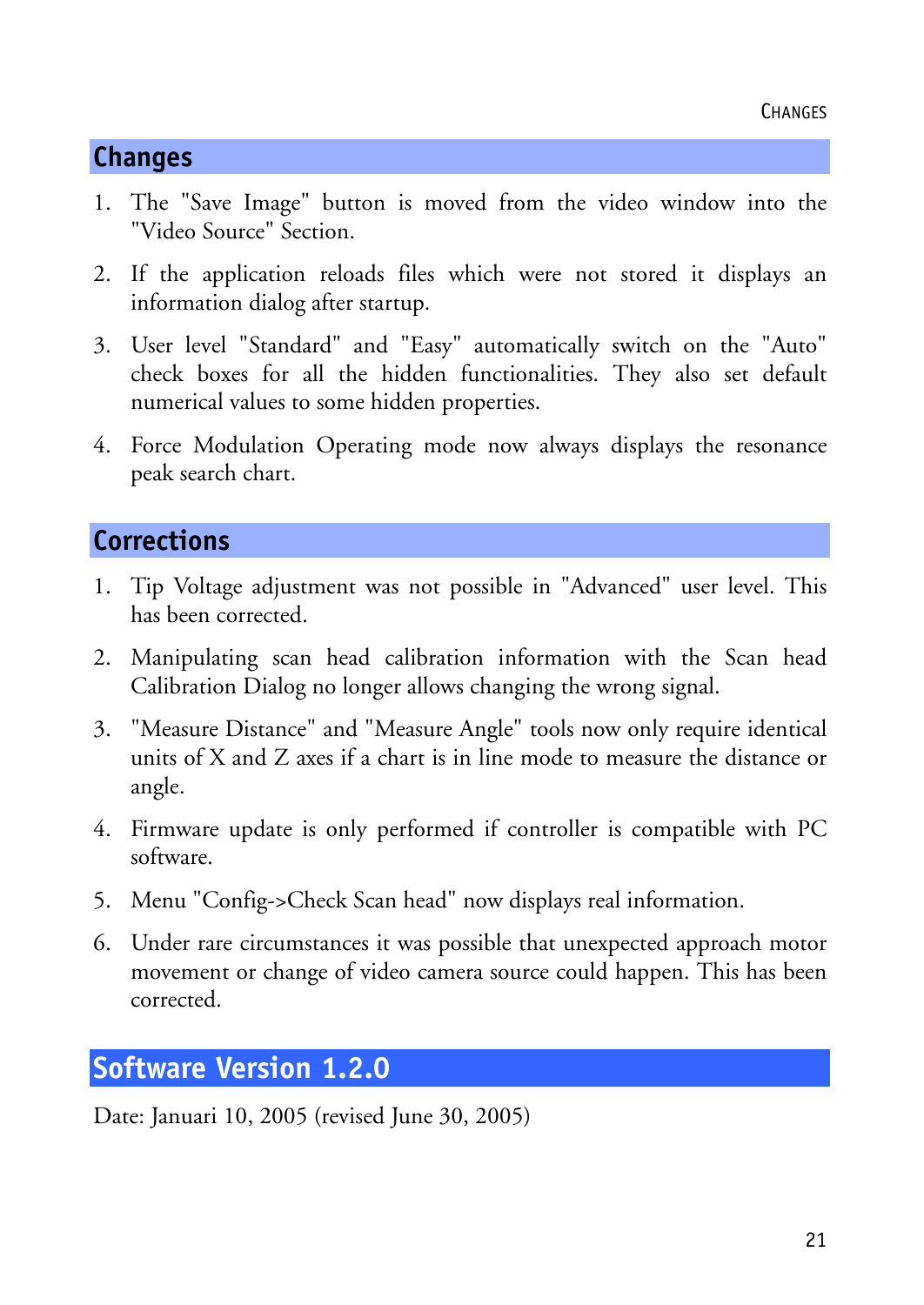## Changes

1. The "Save Image" button is moved from the video window into the "Video Source" Section.

2. If the application reloads files which were not stored it displays an information dialog after startup.

3. User level "Standard" and "Easy" automatically switch on the "Auto" check boxes for all the hidden functionalities. They also set default numerical values to some hidden properties.

4. Force Modulation Operating mode now always displays the resonance peak search chart.

## Corrections

1. Tip Voltage adjustment was not possible in "Advanced" user level. This has been corrected.

2. Manipulating scan head calibration information with the Scan head Calibration Dialog no longer allows changing the wrong signal.

3. "Measure Distance" and "Measure Angle" tools now only require identical units of X and Z axes if a chart is in line mode to measure the distance or angle.

4. Firmware update is only performed if controller is compatible with PC software.

5. Menu "Config->Check Scan head" now displays real information.

6. Under rare circumstances it was possible that unexpected approach motor movement or change of video camera source could happen. This has been corrected.

# Software Version 1.2.0

Date: Januari 10, 2005 (revised June 30, 2005)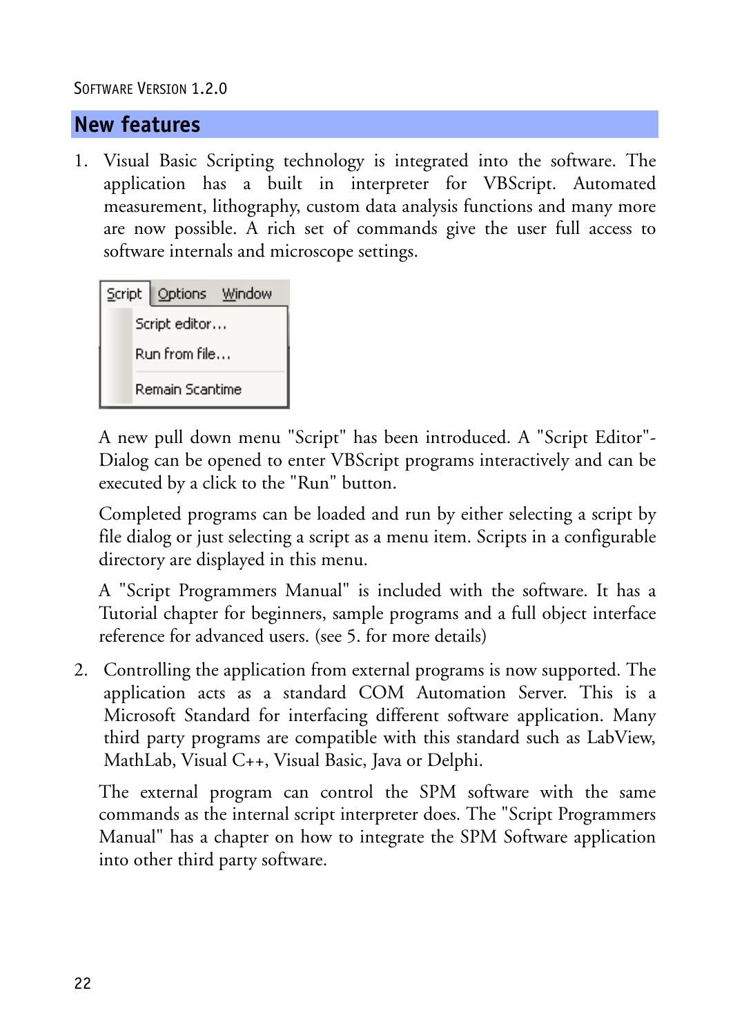SOFTWARE VERSION 1.2.0

## New features

1. Visual Basic Scripting technology is integrated into the software. The application has a built in interpreter for VBScript. Automated measurement, lithography, custom data analysis functions and many more are now possible. A rich set of commands give the user full access to software internals and microscope settings.

   A new pull down menu "Script" has been introduced. A "Script Editor"-Dialog can be opened to enter VBScript programs interactively and can be executed by a click to the "Run" button.

   Completed programs can be loaded and run by either selecting a script by file dialog or just selecting a script as a menu item. Scripts in a configurable directory are displayed in this menu.

   A "Script Programmers Manual" is included with the software. It has a Tutorial chapter for beginners, sample programs and a full object interface reference for advanced users. (see 5. for more details)

2. Controlling the application from external programs is now supported. The application acts as a standard COM Automation Server. This is a Microsoft Standard for interfacing different software application. Many third party programs are compatible with this standard such as LabView, MathLab, Visual C++, Visual Basic, Java or Delphi.

   The external program can control the SPM software with the same commands as the internal script interpreter does. The "Script Programmers Manual" has a chapter on how to integrate the SPM Software application into other third party software.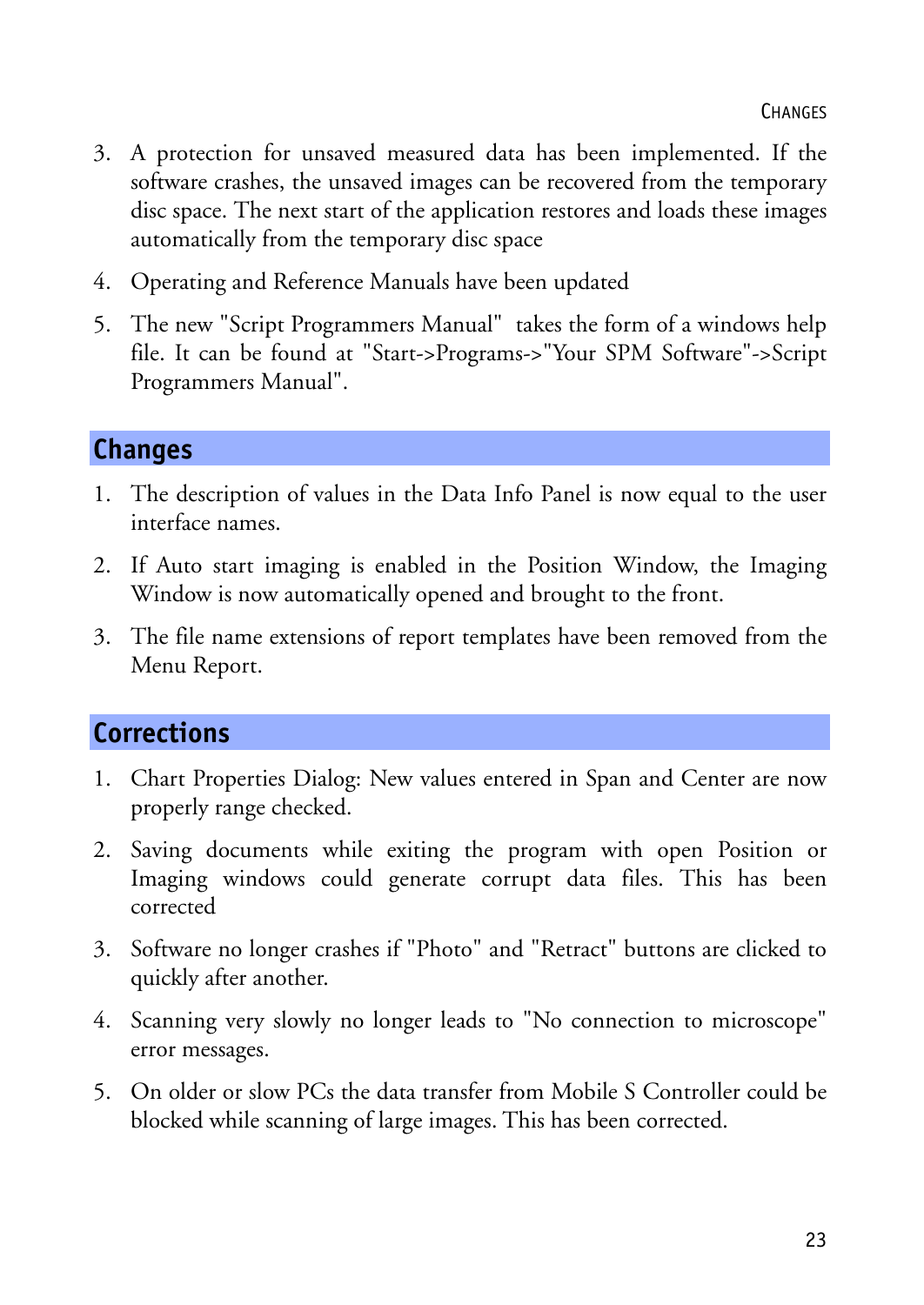3. A protection for unsaved measured data has been implemented. If the software crashes, the unsaved images can be recovered from the temporary disc space. The next start of the application restores and loads these images automatically from the temporary disc space

4. Operating and Reference Manuals have been updated

5. The new "Script Programmers Manual" takes the form of a windows help file. It can be found at "Start->Programs->"Your SPM Software"->Script Programmers Manual".

## Changes

1. The description of values in the Data Info Panel is now equal to the user interface names.

2. If Auto start imaging is enabled in the Position Window, the Imaging Window is now automatically opened and brought to the front.

3. The file name extensions of report templates have been removed from the Menu Report.

## Corrections

1. Chart Properties Dialog: New values entered in Span and Center are now properly range checked.

2. Saving documents while exiting the program with open Position or Imaging windows could generate corrupt data files. This has been corrected

3. Software no longer crashes if "Photo" and "Retract" buttons are clicked to quickly after another.

4. Scanning very slowly no longer leads to "No connection to microscope" error messages.

5. On older or slow PCs the data transfer from Mobile S Controller could be blocked while scanning of large images. This has been corrected.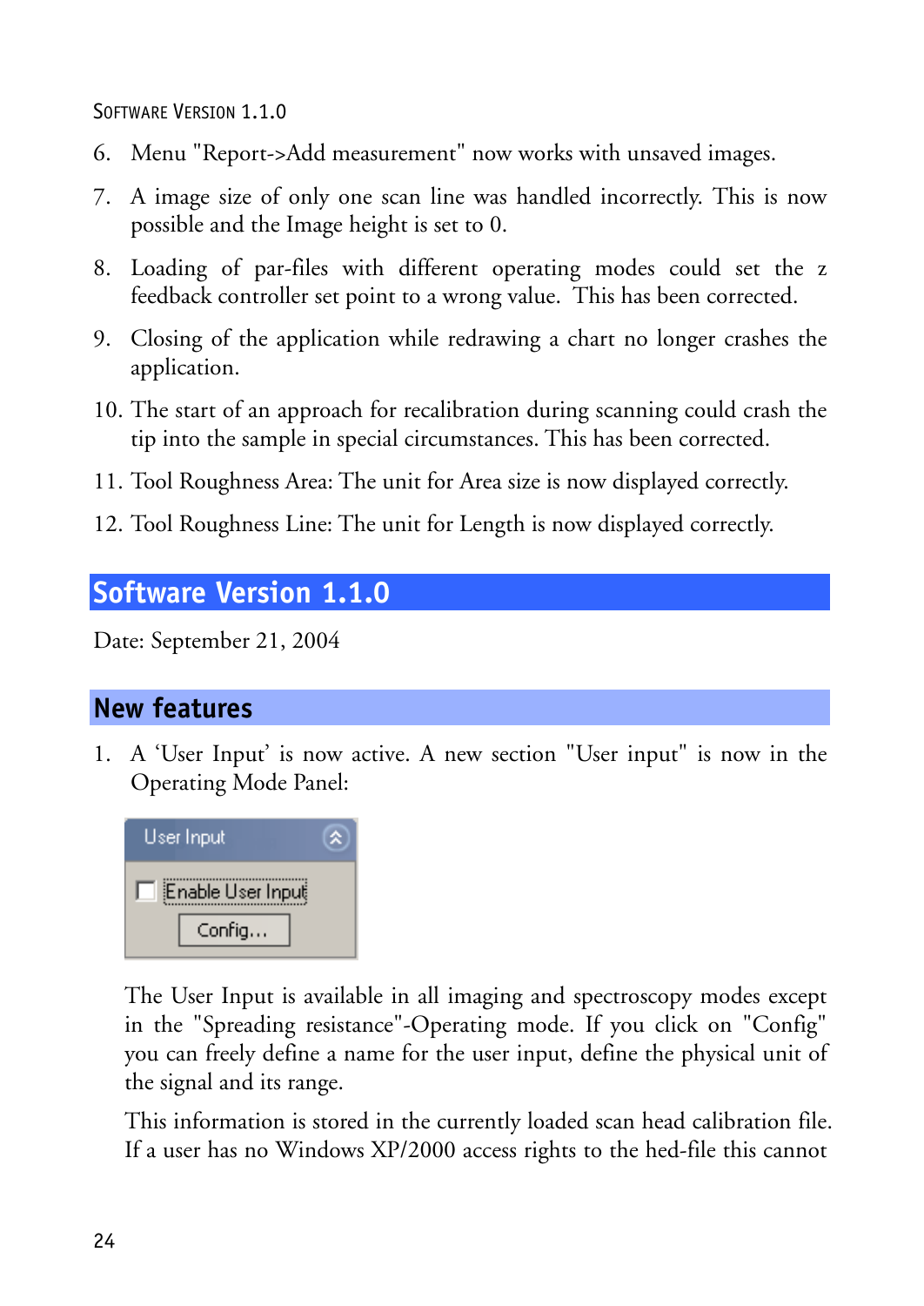6. Menu "Report->Add measurement" now works with unsaved images.
7. A image size of only one scan line was handled incorrectly. This is now possible and the Image height is set to 0.
8. Loading of par-files with different operating modes could set the z feedback controller set point to a wrong value. This has been corrected.
9. Closing of the application while redrawing a chart no longer crashes the application.
10. The start of an approach for recalibration during scanning could crash the tip into the sample in special circumstances. This has been corrected.
11. Tool Roughness Area: The unit for Area size is now displayed correctly.
12. Tool Roughness Line: The unit for Length is now displayed correctly.

## Software Version 1.1.0

Date: September 21, 2004

### New features

1. A 'User Input' is now active. A new section "User input" is now in the Operating Mode Panel:

   User Input
   
   Enable User Input
   
   Config...

   The User Input is available in all imaging and spectroscopy modes except in the "Spreading resistance"-Operating mode. If you click on "Config" you can freely define a name for the user input, define the physical unit of the signal and its range.

   This information is stored in the currently loaded scan head calibration file. If a user has no Windows XP/2000 access rights to the hed-file this cannot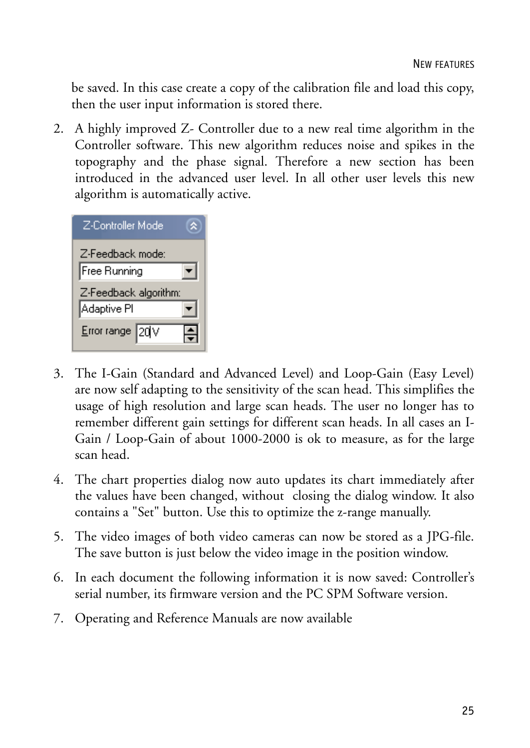be saved. In this case create a copy of the calibration file and load this copy, then the user input information is stored there.

2. A highly improved Z- Controller due to a new real time algorithm in the Controller software. This new algorithm reduces noise and spikes in the topography and the phase signal. Therefore a new section has been introduced in the advanced user level. In all other user levels this new algorithm is automatically active.

3. The I-Gain (Standard and Advanced Level) and Loop-Gain (Easy Level) are now self adapting to the sensitivity of the scan head. This simplifies the usage of high resolution and large scan heads. The user no longer has to remember different gain settings for different scan heads. In all cases an I-Gain / Loop-Gain of about 1000-2000 is ok to measure, as for the large scan head.

4. The chart properties dialog now auto updates its chart immediately after the values have been changed, without closing the dialog window. It also contains a "Set" button. Use this to optimize the z-range manually.

5. The video images of both video cameras can now be stored as a JPG-file. The save button is just below the video image in the position window.

6. In each document the following information it is now saved: Controller's serial number, its firmware version and the PC SPM Software version.

7. Operating and Reference Manuals are now available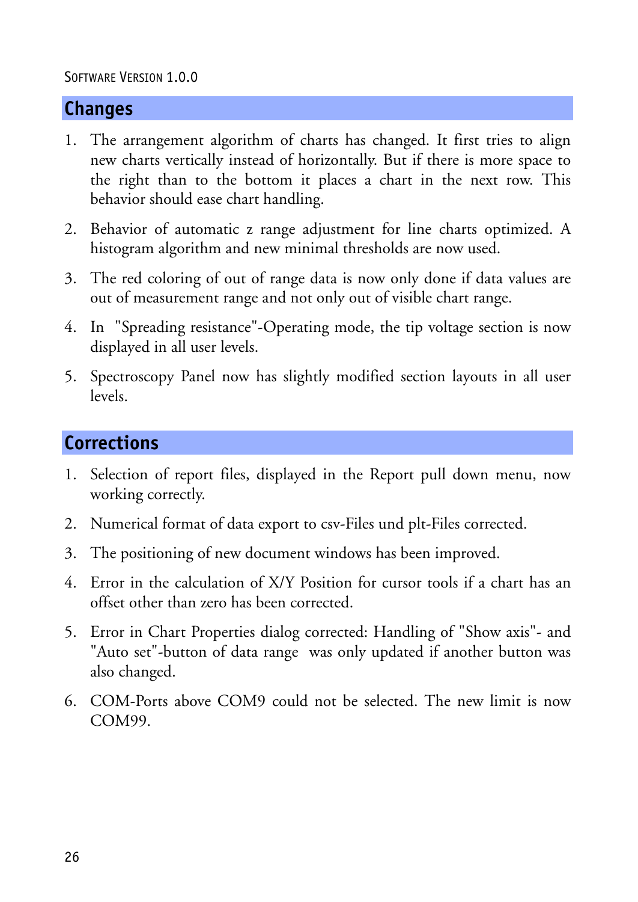SOFTWARE VERSION 1.0.0

## Changes

1. The arrangement algorithm of charts has changed. It first tries to align new charts vertically instead of horizontally. But if there is more space to the right than to the bottom it places a chart in the next row. This behavior should ease chart handling.
2. Behavior of automatic z range adjustment for line charts optimized. A histogram algorithm and new minimal thresholds are now used.
3. The red coloring of out of range data is now only done if data values are out of measurement range and not only out of visible chart range.
4. In "Spreading resistance"-Operating mode, the tip voltage section is now displayed in all user levels.
5. Spectroscopy Panel now has slightly modified section layouts in all user levels.

## Corrections

1. Selection of report files, displayed in the Report pull down menu, now working correctly.
2. Numerical format of data export to csv-Files und plt-Files corrected.
3. The positioning of new document windows has been improved.
4. Error in the calculation of X/Y Position for cursor tools if a chart has an offset other than zero has been corrected.
5. Error in Chart Properties dialog corrected: Handling of "Show axis"- and "Auto set"-button of data range was only updated if another button was also changed.
6. COM-Ports above COM9 could not be selected. The new limit is now COM99.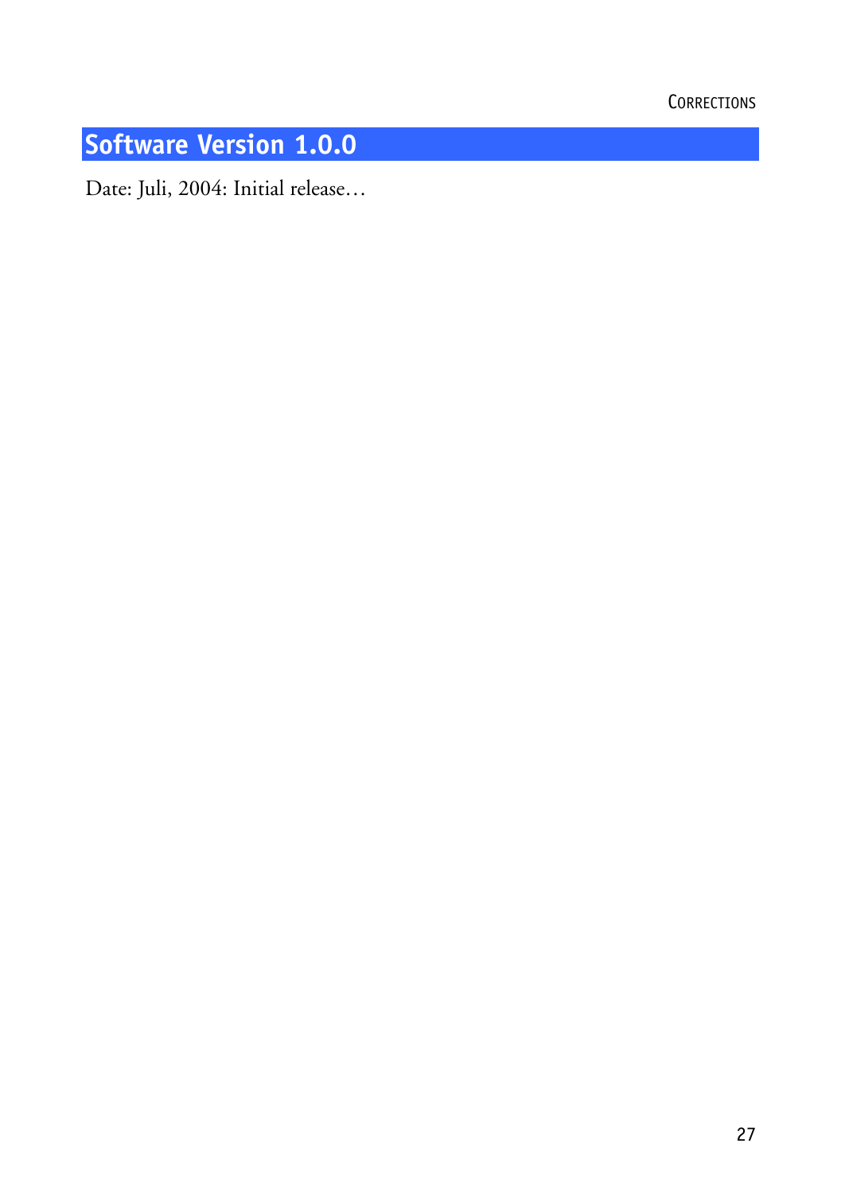## Software Version 1.0.0

Date: Juli, 2004: Initial release…